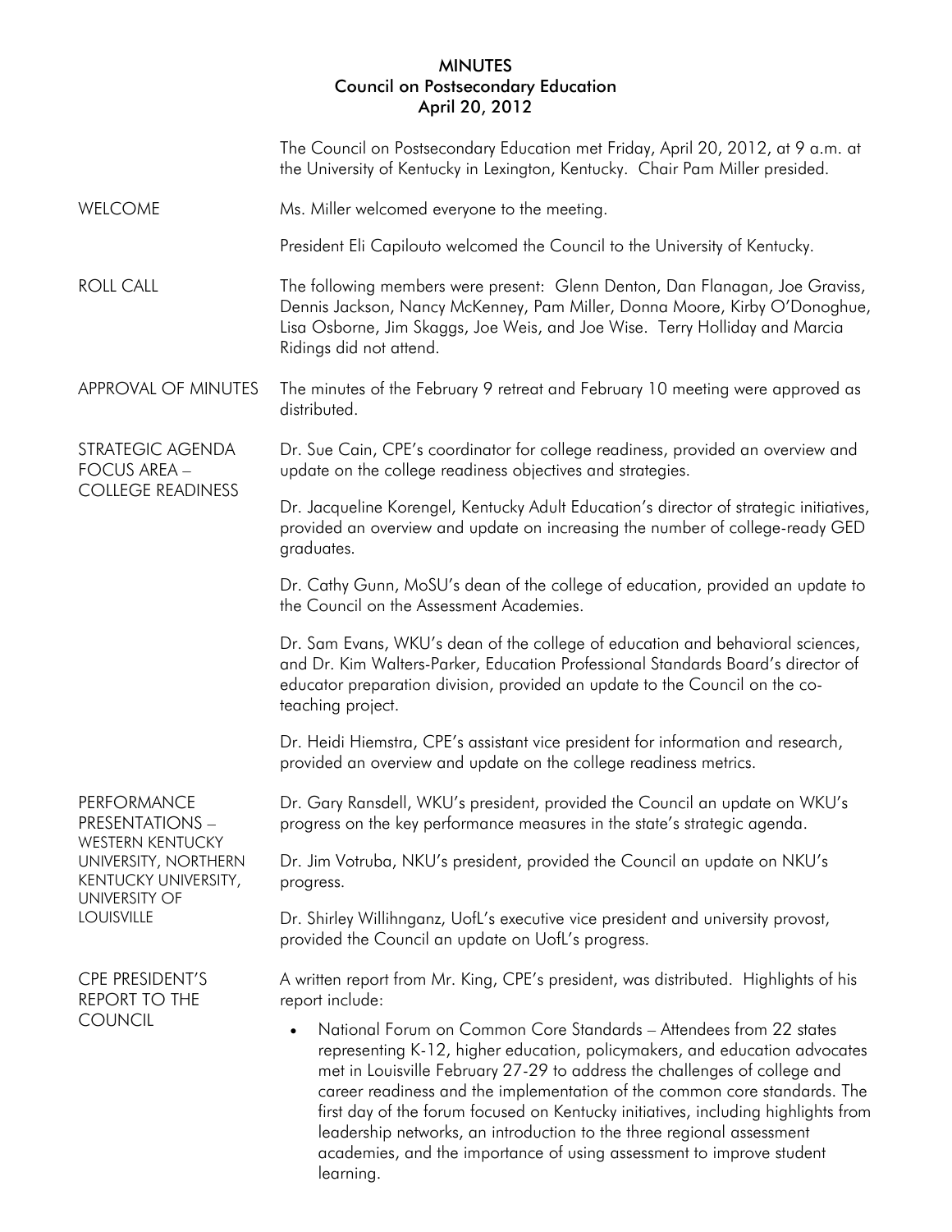# MINUTES
## Council on Postsecondary Education
## April 20, 2012

The Council on Postsecondary Education met Friday, April 20, 2012, at 9 a.m. at the University of Kentucky in Lexington, Kentucky. Chair Pam Miller presided.

**WELCOME**

Ms. Miller welcomed everyone to the meeting.

President Eli Capilouto welcomed the Council to the University of Kentucky.

**ROLL CALL**

The following members were present: Glenn Denton, Dan Flanagan, Joe Graviss, Dennis Jackson, Nancy McKenney, Pam Miller, Donna Moore, Kirby O'Donoghue, Lisa Osborne, Jim Skaggs, Joe Weis, and Joe Wise. Terry Holliday and Marcia Ridings did not attend.

**APPROVAL OF MINUTES**

The minutes of the February 9 retreat and February 10 meeting were approved as distributed.

**STRATEGIC AGENDA FOCUS AREA – COLLEGE READINESS**

Dr. Sue Cain, CPE's coordinator for college readiness, provided an overview and update on the college readiness objectives and strategies.

Dr. Jacqueline Korengel, Kentucky Adult Education's director of strategic initiatives, provided an overview and update on increasing the number of college-ready GED graduates.

Dr. Cathy Gunn, MoSU's dean of the college of education, provided an update to the Council on the Assessment Academies.

Dr. Sam Evans, WKU's dean of the college of education and behavioral sciences, and Dr. Kim Walters-Parker, Education Professional Standards Board's director of educator preparation division, provided an update to the Council on the co-teaching project.

Dr. Heidi Hiemstra, CPE's assistant vice president for information and research, provided an overview and update on the college readiness metrics.

**PERFORMANCE PRESENTATIONS – WESTERN KENTUCKY UNIVERSITY, NORTHERN KENTUCKY UNIVERSITY, UNIVERSITY OF LOUISVILLE**

Dr. Gary Ransdell, WKU's president, provided the Council an update on WKU's progress on the key performance measures in the state's strategic agenda.

Dr. Jim Votruba, NKU's president, provided the Council an update on NKU's progress.

Dr. Shirley Willihnganz, UofL's executive vice president and university provost, provided the Council an update on UofL's progress.

**CPE PRESIDENT'S REPORT TO THE COUNCIL**

A written report from Mr. King, CPE's president, was distributed. Highlights of his report include:

- National Forum on Common Core Standards – Attendees from 22 states representing K-12, higher education, policymakers, and education advocates met in Louisville February 27-29 to address the challenges of college and career readiness and the implementation of the common core standards. The first day of the forum focused on Kentucky initiatives, including highlights from leadership networks, an introduction to the three regional assessment academies, and the importance of using assessment to improve student learning.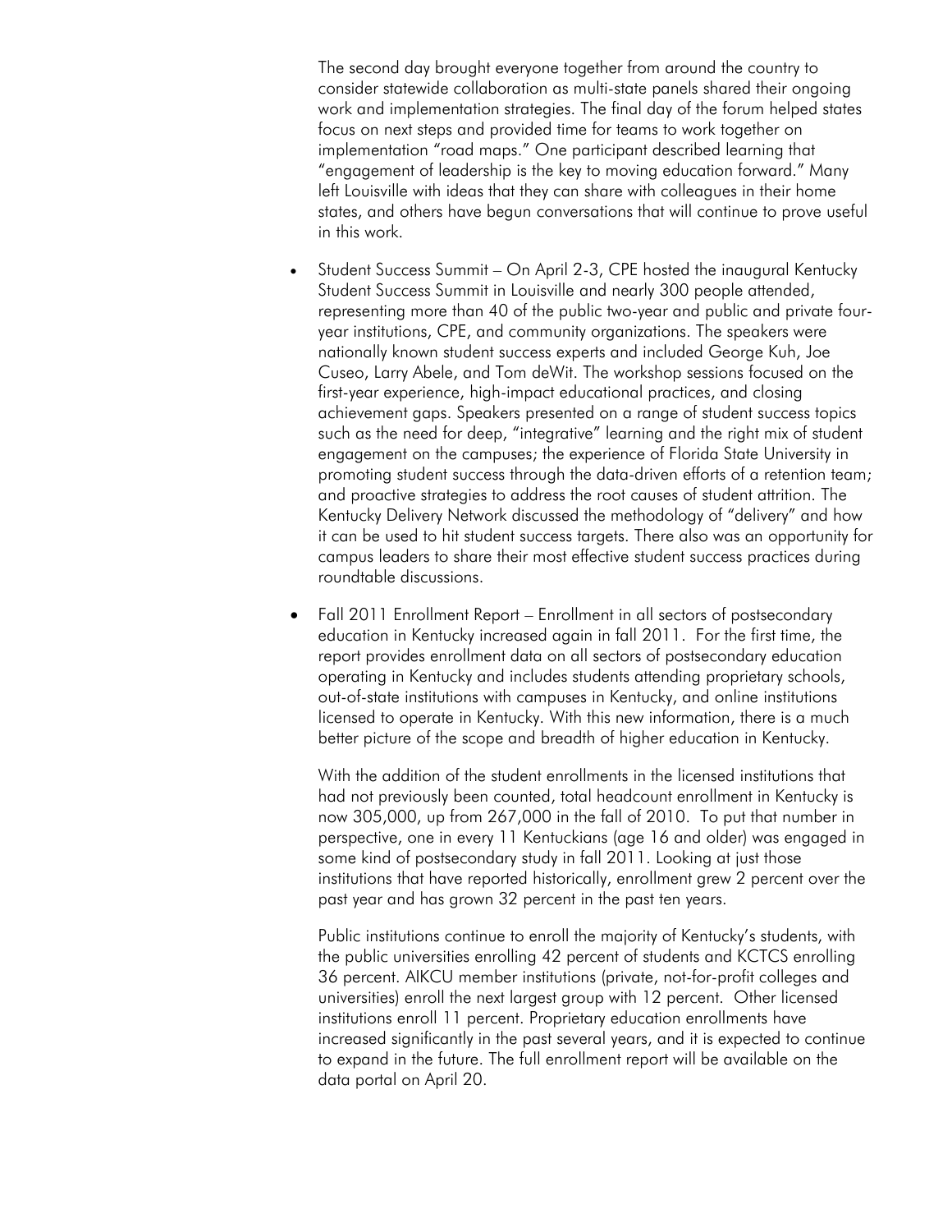The second day brought everyone together from around the country to consider statewide collaboration as multi-state panels shared their ongoing work and implementation strategies. The final day of the forum helped states focus on next steps and provided time for teams to work together on implementation "road maps." One participant described learning that "engagement of leadership is the key to moving education forward." Many left Louisville with ideas that they can share with colleagues in their home states, and others have begun conversations that will continue to prove useful in this work.

- Student Success Summit – On April 2-3, CPE hosted the inaugural Kentucky Student Success Summit in Louisville and nearly 300 people attended, representing more than 40 of the public two-year and public and private four-year institutions, CPE, and community organizations. The speakers were nationally known student success experts and included George Kuh, Joe Cuseo, Larry Abele, and Tom deWit. The workshop sessions focused on the first-year experience, high-impact educational practices, and closing achievement gaps. Speakers presented on a range of student success topics such as the need for deep, "integrative" learning and the right mix of student engagement on the campuses; the experience of Florida State University in promoting student success through the data-driven efforts of a retention team; and proactive strategies to address the root causes of student attrition. The Kentucky Delivery Network discussed the methodology of "delivery" and how it can be used to hit student success targets. There also was an opportunity for campus leaders to share their most effective student success practices during roundtable discussions.

- Fall 2011 Enrollment Report – Enrollment in all sectors of postsecondary education in Kentucky increased again in fall 2011. For the first time, the report provides enrollment data on all sectors of postsecondary education operating in Kentucky and includes students attending proprietary schools, out-of-state institutions with campuses in Kentucky, and online institutions licensed to operate in Kentucky. With this new information, there is a much better picture of the scope and breadth of higher education in Kentucky.

  With the addition of the student enrollments in the licensed institutions that had not previously been counted, total headcount enrollment in Kentucky is now 305,000, up from 267,000 in the fall of 2010. To put that number in perspective, one in every 11 Kentuckians (age 16 and older) was engaged in some kind of postsecondary study in fall 2011. Looking at just those institutions that have reported historically, enrollment grew 2 percent over the past year and has grown 32 percent in the past ten years.

  Public institutions continue to enroll the majority of Kentucky's students, with the public universities enrolling 42 percent of students and KCTCS enrolling 36 percent. AIKCU member institutions (private, not-for-profit colleges and universities) enroll the next largest group with 12 percent. Other licensed institutions enroll 11 percent. Proprietary education enrollments have increased significantly in the past several years, and it is expected to continue to expand in the future. The full enrollment report will be available on the data portal on April 20.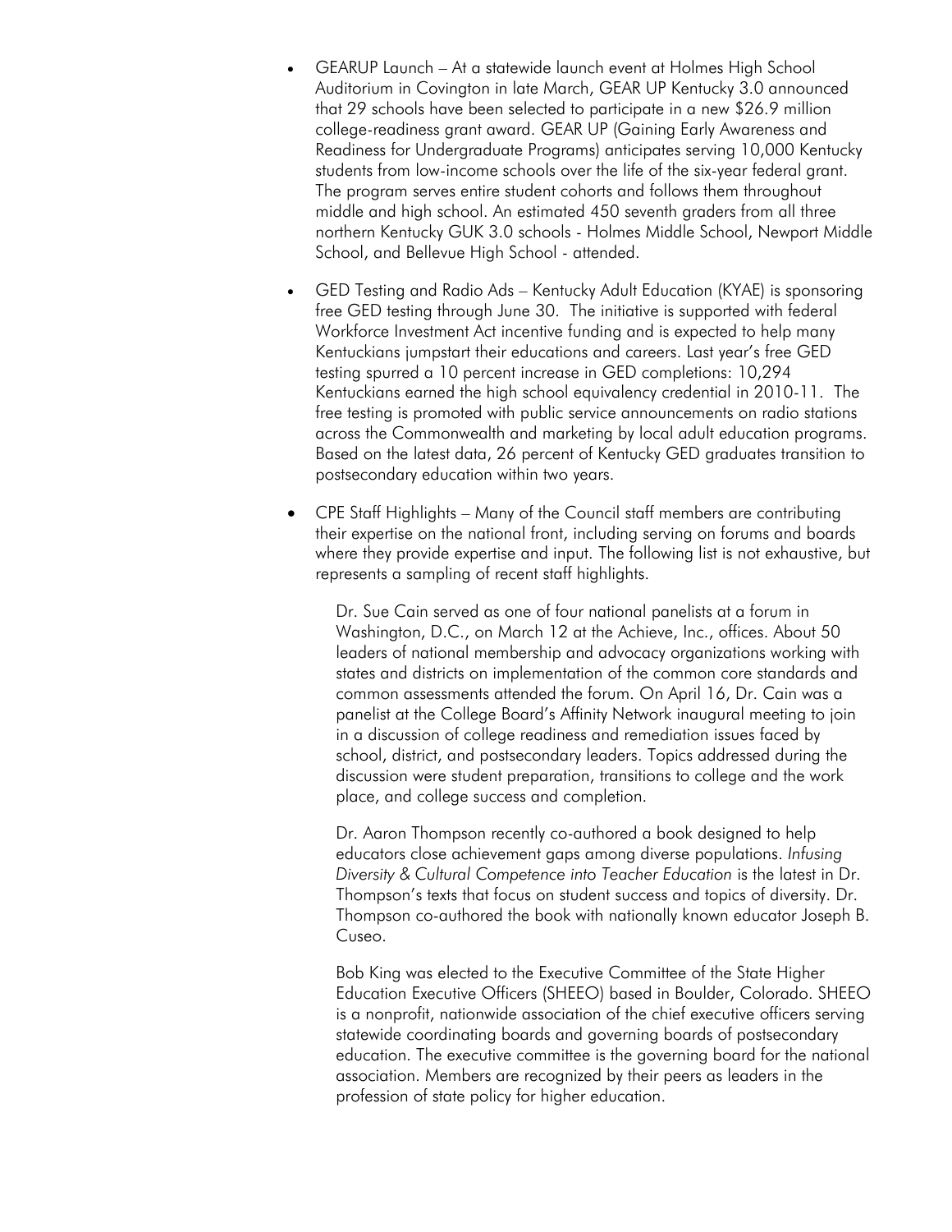- GEARUP Launch – At a statewide launch event at Holmes High School Auditorium in Covington in late March, GEAR UP Kentucky 3.0 announced that 29 schools have been selected to participate in a new $26.9 million college-readiness grant award. GEAR UP (Gaining Early Awareness and Readiness for Undergraduate Programs) anticipates serving 10,000 Kentucky students from low-income schools over the life of the six-year federal grant. The program serves entire student cohorts and follows them throughout middle and high school. An estimated 450 seventh graders from all three northern Kentucky GUK 3.0 schools - Holmes Middle School, Newport Middle School, and Bellevue High School - attended.

- GED Testing and Radio Ads – Kentucky Adult Education (KYAE) is sponsoring free GED testing through June 30. The initiative is supported with federal Workforce Investment Act incentive funding and is expected to help many Kentuckians jumpstart their educations and careers. Last year's free GED testing spurred a 10 percent increase in GED completions: 10,294 Kentuckians earned the high school equivalency credential in 2010-11. The free testing is promoted with public service announcements on radio stations across the Commonwealth and marketing by local adult education programs. Based on the latest data, 26 percent of Kentucky GED graduates transition to postsecondary education within two years.

- CPE Staff Highlights – Many of the Council staff members are contributing their expertise on the national front, including serving on forums and boards where they provide expertise and input. The following list is not exhaustive, but represents a sampling of recent staff highlights.

  Dr. Sue Cain served as one of four national panelists at a forum in Washington, D.C., on March 12 at the Achieve, Inc., offices. About 50 leaders of national membership and advocacy organizations working with states and districts on implementation of the common core standards and common assessments attended the forum. On April 16, Dr. Cain was a panelist at the College Board's Affinity Network inaugural meeting to join in a discussion of college readiness and remediation issues faced by school, district, and postsecondary leaders. Topics addressed during the discussion were student preparation, transitions to college and the work place, and college success and completion.

  Dr. Aaron Thompson recently co-authored a book designed to help educators close achievement gaps among diverse populations. *Infusing Diversity & Cultural Competence into Teacher Education* is the latest in Dr. Thompson's texts that focus on student success and topics of diversity. Dr. Thompson co-authored the book with nationally known educator Joseph B. Cuseo.

  Bob King was elected to the Executive Committee of the State Higher Education Executive Officers (SHEEO) based in Boulder, Colorado. SHEEO is a nonprofit, nationwide association of the chief executive officers serving statewide coordinating boards and governing boards of postsecondary education. The executive committee is the governing board for the national association. Members are recognized by their peers as leaders in the profession of state policy for higher education.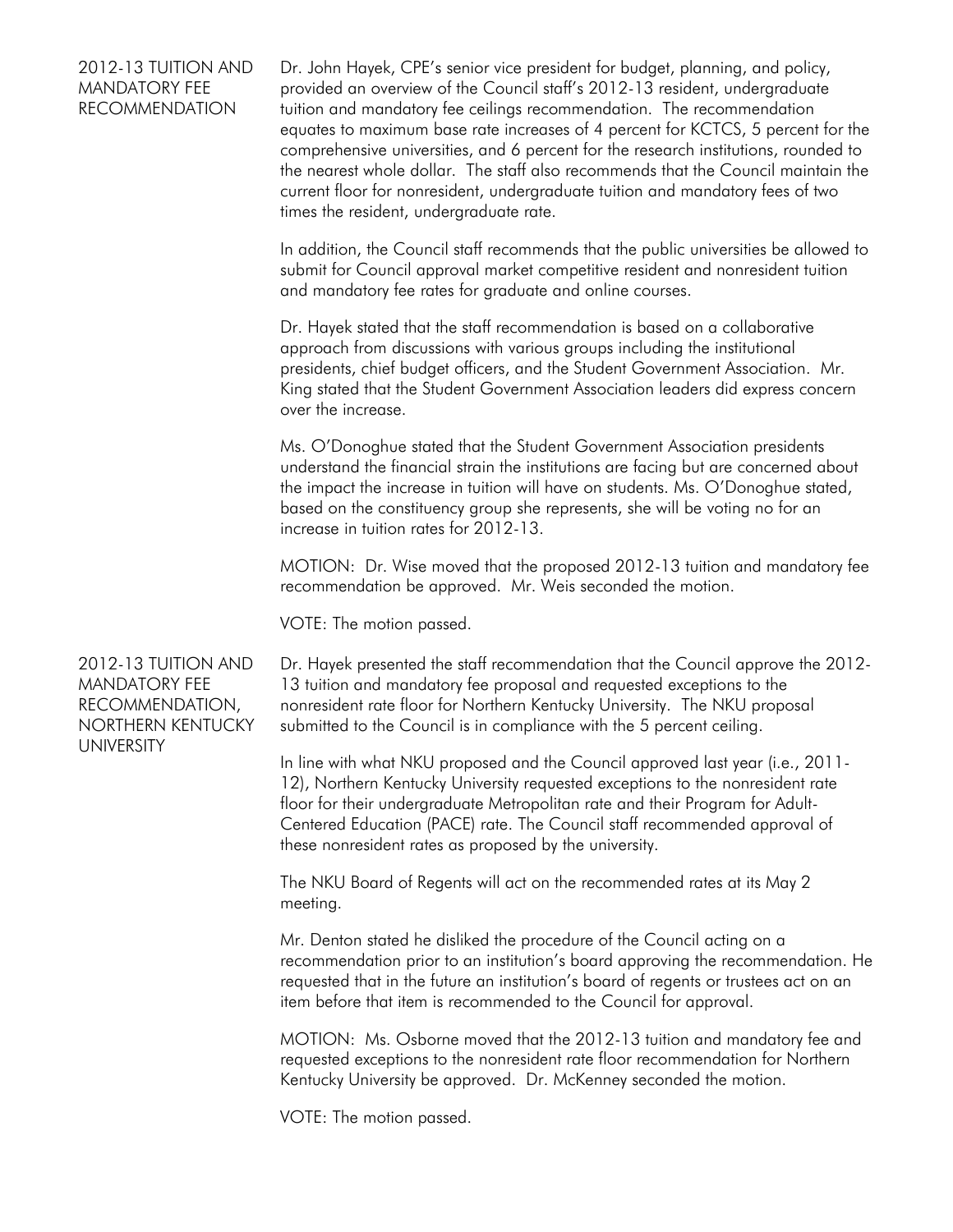## 2012-13 TUITION AND MANDATORY FEE RECOMMENDATION

Dr. John Hayek, CPE's senior vice president for budget, planning, and policy, provided an overview of the Council staff's 2012-13 resident, undergraduate tuition and mandatory fee ceilings recommendation. The recommendation equates to maximum base rate increases of 4 percent for KCTCS, 5 percent for the comprehensive universities, and 6 percent for the research institutions, rounded to the nearest whole dollar. The staff also recommends that the Council maintain the current floor for nonresident, undergraduate tuition and mandatory fees of two times the resident, undergraduate rate.

In addition, the Council staff recommends that the public universities be allowed to submit for Council approval market competitive resident and nonresident tuition and mandatory fee rates for graduate and online courses.

Dr. Hayek stated that the staff recommendation is based on a collaborative approach from discussions with various groups including the institutional presidents, chief budget officers, and the Student Government Association. Mr. King stated that the Student Government Association leaders did express concern over the increase.

Ms. O'Donoghue stated that the Student Government Association presidents understand the financial strain the institutions are facing but are concerned about the impact the increase in tuition will have on students. Ms. O'Donoghue stated, based on the constituency group she represents, she will be voting no for an increase in tuition rates for 2012-13.

MOTION: Dr. Wise moved that the proposed 2012-13 tuition and mandatory fee recommendation be approved. Mr. Weis seconded the motion.

VOTE: The motion passed.

## 2012-13 TUITION AND MANDATORY FEE RECOMMENDATION, NORTHERN KENTUCKY UNIVERSITY

Dr. Hayek presented the staff recommendation that the Council approve the 2012-13 tuition and mandatory fee proposal and requested exceptions to the nonresident rate floor for Northern Kentucky University. The NKU proposal submitted to the Council is in compliance with the 5 percent ceiling.

In line with what NKU proposed and the Council approved last year (i.e., 2011-12), Northern Kentucky University requested exceptions to the nonresident rate floor for their undergraduate Metropolitan rate and their Program for Adult-Centered Education (PACE) rate. The Council staff recommended approval of these nonresident rates as proposed by the university.

The NKU Board of Regents will act on the recommended rates at its May 2 meeting.

Mr. Denton stated he disliked the procedure of the Council acting on a recommendation prior to an institution's board approving the recommendation. He requested that in the future an institution's board of regents or trustees act on an item before that item is recommended to the Council for approval.

MOTION: Ms. Osborne moved that the 2012-13 tuition and mandatory fee and requested exceptions to the nonresident rate floor recommendation for Northern Kentucky University be approved. Dr. McKenney seconded the motion.

VOTE: The motion passed.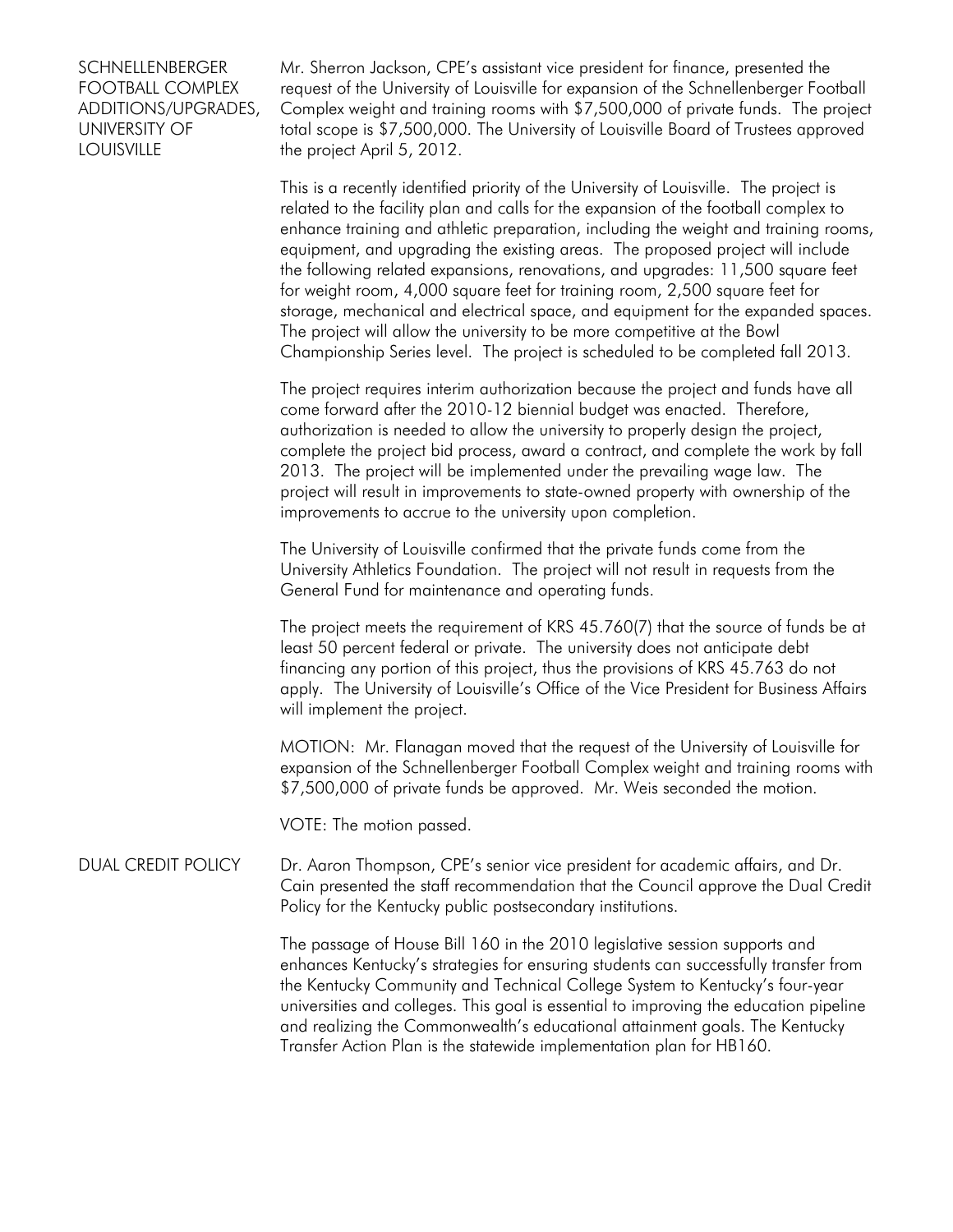## SCHNELLENBERGER FOOTBALL COMPLEX ADDITIONS/UPGRADES, UNIVERSITY OF LOUISVILLE

Mr. Sherron Jackson, CPE's assistant vice president for finance, presented the request of the University of Louisville for expansion of the Schnellenberger Football Complex weight and training rooms with $7,500,000 of private funds. The project total scope is $7,500,000. The University of Louisville Board of Trustees approved the project April 5, 2012.

This is a recently identified priority of the University of Louisville. The project is related to the facility plan and calls for the expansion of the football complex to enhance training and athletic preparation, including the weight and training rooms, equipment, and upgrading the existing areas. The proposed project will include the following related expansions, renovations, and upgrades: 11,500 square feet for weight room, 4,000 square feet for training room, 2,500 square feet for storage, mechanical and electrical space, and equipment for the expanded spaces. The project will allow the university to be more competitive at the Bowl Championship Series level. The project is scheduled to be completed fall 2013.

The project requires interim authorization because the project and funds have all come forward after the 2010-12 biennial budget was enacted. Therefore, authorization is needed to allow the university to properly design the project, complete the project bid process, award a contract, and complete the work by fall 2013. The project will be implemented under the prevailing wage law. The project will result in improvements to state-owned property with ownership of the improvements to accrue to the university upon completion.

The University of Louisville confirmed that the private funds come from the University Athletics Foundation. The project will not result in requests from the General Fund for maintenance and operating funds.

The project meets the requirement of KRS 45.760(7) that the source of funds be at least 50 percent federal or private. The university does not anticipate debt financing any portion of this project, thus the provisions of KRS 45.763 do not apply. The University of Louisville's Office of the Vice President for Business Affairs will implement the project.

MOTION: Mr. Flanagan moved that the request of the University of Louisville for expansion of the Schnellenberger Football Complex weight and training rooms with $7,500,000 of private funds be approved. Mr. Weis seconded the motion.

VOTE: The motion passed.

## DUAL CREDIT POLICY

Dr. Aaron Thompson, CPE's senior vice president for academic affairs, and Dr. Cain presented the staff recommendation that the Council approve the Dual Credit Policy for the Kentucky public postsecondary institutions.

The passage of House Bill 160 in the 2010 legislative session supports and enhances Kentucky's strategies for ensuring students can successfully transfer from the Kentucky Community and Technical College System to Kentucky's four-year universities and colleges. This goal is essential to improving the education pipeline and realizing the Commonwealth's educational attainment goals. The Kentucky Transfer Action Plan is the statewide implementation plan for HB160.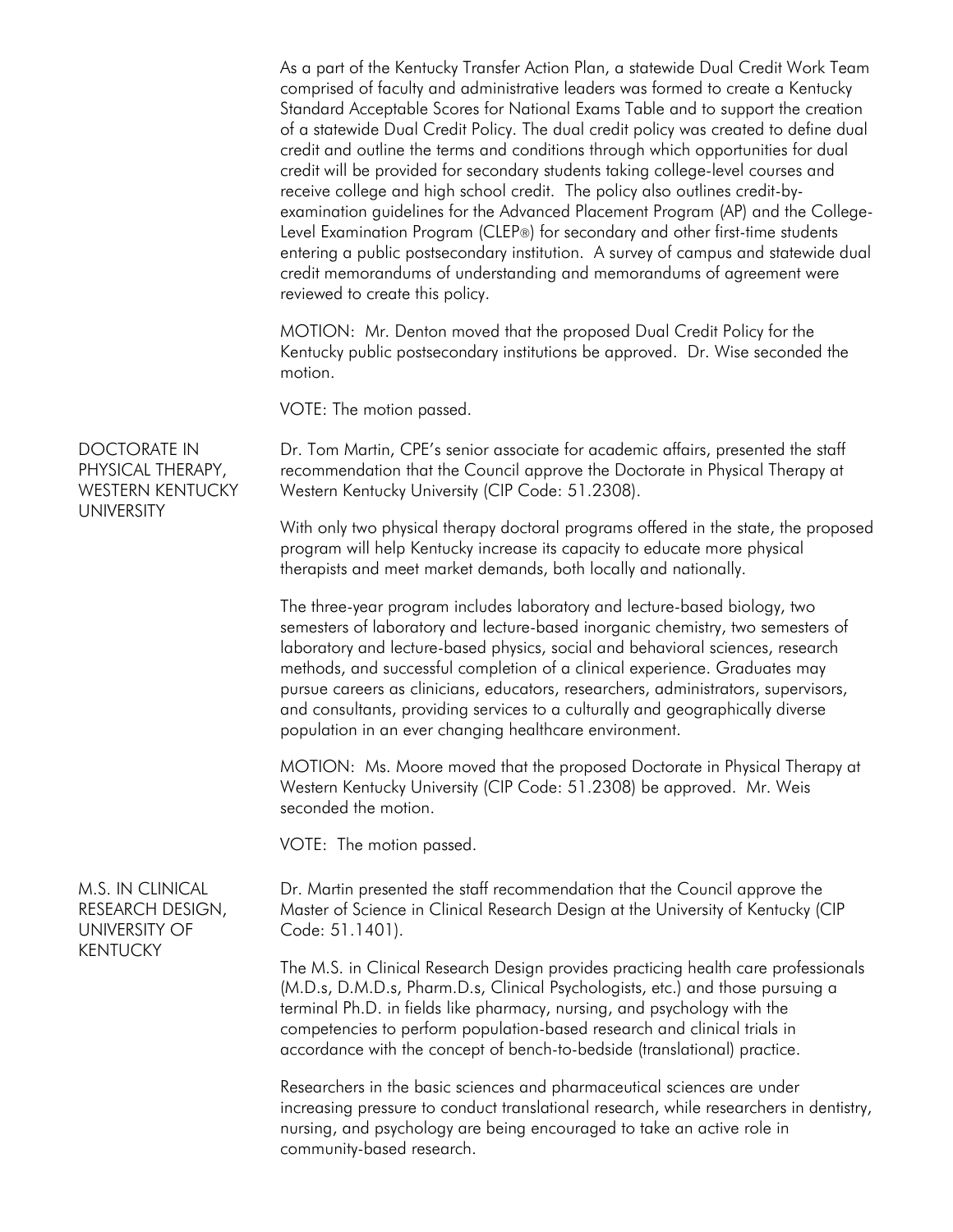As a part of the Kentucky Transfer Action Plan, a statewide Dual Credit Work Team comprised of faculty and administrative leaders was formed to create a Kentucky Standard Acceptable Scores for National Exams Table and to support the creation of a statewide Dual Credit Policy. The dual credit policy was created to define dual credit and outline the terms and conditions through which opportunities for dual credit will be provided for secondary students taking college-level courses and receive college and high school credit. The policy also outlines credit-by-examination guidelines for the Advanced Placement Program (AP) and the College-Level Examination Program (CLEP®) for secondary and other first-time students entering a public postsecondary institution. A survey of campus and statewide dual credit memorandums of understanding and memorandums of agreement were reviewed to create this policy.

MOTION: Mr. Denton moved that the proposed Dual Credit Policy for the Kentucky public postsecondary institutions be approved. Dr. Wise seconded the motion.

VOTE: The motion passed.

## DOCTORATE IN PHYSICAL THERAPY, WESTERN KENTUCKY UNIVERSITY

Dr. Tom Martin, CPE's senior associate for academic affairs, presented the staff recommendation that the Council approve the Doctorate in Physical Therapy at Western Kentucky University (CIP Code: 51.2308).

With only two physical therapy doctoral programs offered in the state, the proposed program will help Kentucky increase its capacity to educate more physical therapists and meet market demands, both locally and nationally.

The three-year program includes laboratory and lecture-based biology, two semesters of laboratory and lecture-based inorganic chemistry, two semesters of laboratory and lecture-based physics, social and behavioral sciences, research methods, and successful completion of a clinical experience. Graduates may pursue careers as clinicians, educators, researchers, administrators, supervisors, and consultants, providing services to a culturally and geographically diverse population in an ever changing healthcare environment.

MOTION: Ms. Moore moved that the proposed Doctorate in Physical Therapy at Western Kentucky University (CIP Code: 51.2308) be approved. Mr. Weis seconded the motion.

VOTE: The motion passed.

## M.S. IN CLINICAL RESEARCH DESIGN, UNIVERSITY OF KENTUCKY

Dr. Martin presented the staff recommendation that the Council approve the Master of Science in Clinical Research Design at the University of Kentucky (CIP Code: 51.1401).

The M.S. in Clinical Research Design provides practicing health care professionals (M.D.s, D.M.D.s, Pharm.D.s, Clinical Psychologists, etc.) and those pursuing a terminal Ph.D. in fields like pharmacy, nursing, and psychology with the competencies to perform population-based research and clinical trials in accordance with the concept of bench-to-bedside (translational) practice.

Researchers in the basic sciences and pharmaceutical sciences are under increasing pressure to conduct translational research, while researchers in dentistry, nursing, and psychology are being encouraged to take an active role in community-based research.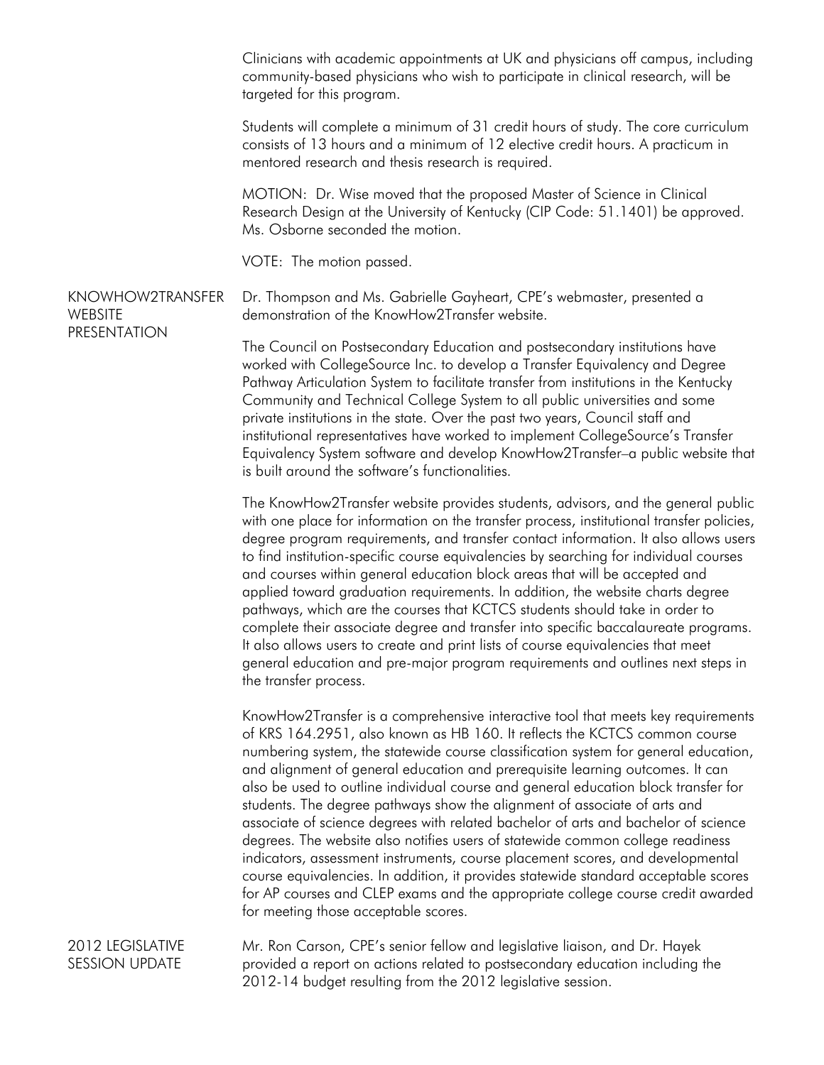Clinicians with academic appointments at UK and physicians off campus, including community-based physicians who wish to participate in clinical research, will be targeted for this program.

Students will complete a minimum of 31 credit hours of study. The core curriculum consists of 13 hours and a minimum of 12 elective credit hours. A practicum in mentored research and thesis research is required.

MOTION: Dr. Wise moved that the proposed Master of Science in Clinical Research Design at the University of Kentucky (CIP Code: 51.1401) be approved. Ms. Osborne seconded the motion.

VOTE: The motion passed.

## KNOWHOW2TRANSFER WEBSITE PRESENTATION

Dr. Thompson and Ms. Gabrielle Gayheart, CPE's webmaster, presented a demonstration of the KnowHow2Transfer website.

The Council on Postsecondary Education and postsecondary institutions have worked with CollegeSource Inc. to develop a Transfer Equivalency and Degree Pathway Articulation System to facilitate transfer from institutions in the Kentucky Community and Technical College System to all public universities and some private institutions in the state. Over the past two years, Council staff and institutional representatives have worked to implement CollegeSource's Transfer Equivalency System software and develop KnowHow2Transfer–a public website that is built around the software's functionalities.

The KnowHow2Transfer website provides students, advisors, and the general public with one place for information on the transfer process, institutional transfer policies, degree program requirements, and transfer contact information. It also allows users to find institution-specific course equivalencies by searching for individual courses and courses within general education block areas that will be accepted and applied toward graduation requirements. In addition, the website charts degree pathways, which are the courses that KCTCS students should take in order to complete their associate degree and transfer into specific baccalaureate programs. It also allows users to create and print lists of course equivalencies that meet general education and pre-major program requirements and outlines next steps in the transfer process.

KnowHow2Transfer is a comprehensive interactive tool that meets key requirements of KRS 164.2951, also known as HB 160. It reflects the KCTCS common course numbering system, the statewide course classification system for general education, and alignment of general education and prerequisite learning outcomes. It can also be used to outline individual course and general education block transfer for students. The degree pathways show the alignment of associate of arts and associate of science degrees with related bachelor of arts and bachelor of science degrees. The website also notifies users of statewide common college readiness indicators, assessment instruments, course placement scores, and developmental course equivalencies. In addition, it provides statewide standard acceptable scores for AP courses and CLEP exams and the appropriate college course credit awarded for meeting those acceptable scores.

## 2012 LEGISLATIVE SESSION UPDATE

Mr. Ron Carson, CPE's senior fellow and legislative liaison, and Dr. Hayek provided a report on actions related to postsecondary education including the 2012-14 budget resulting from the 2012 legislative session.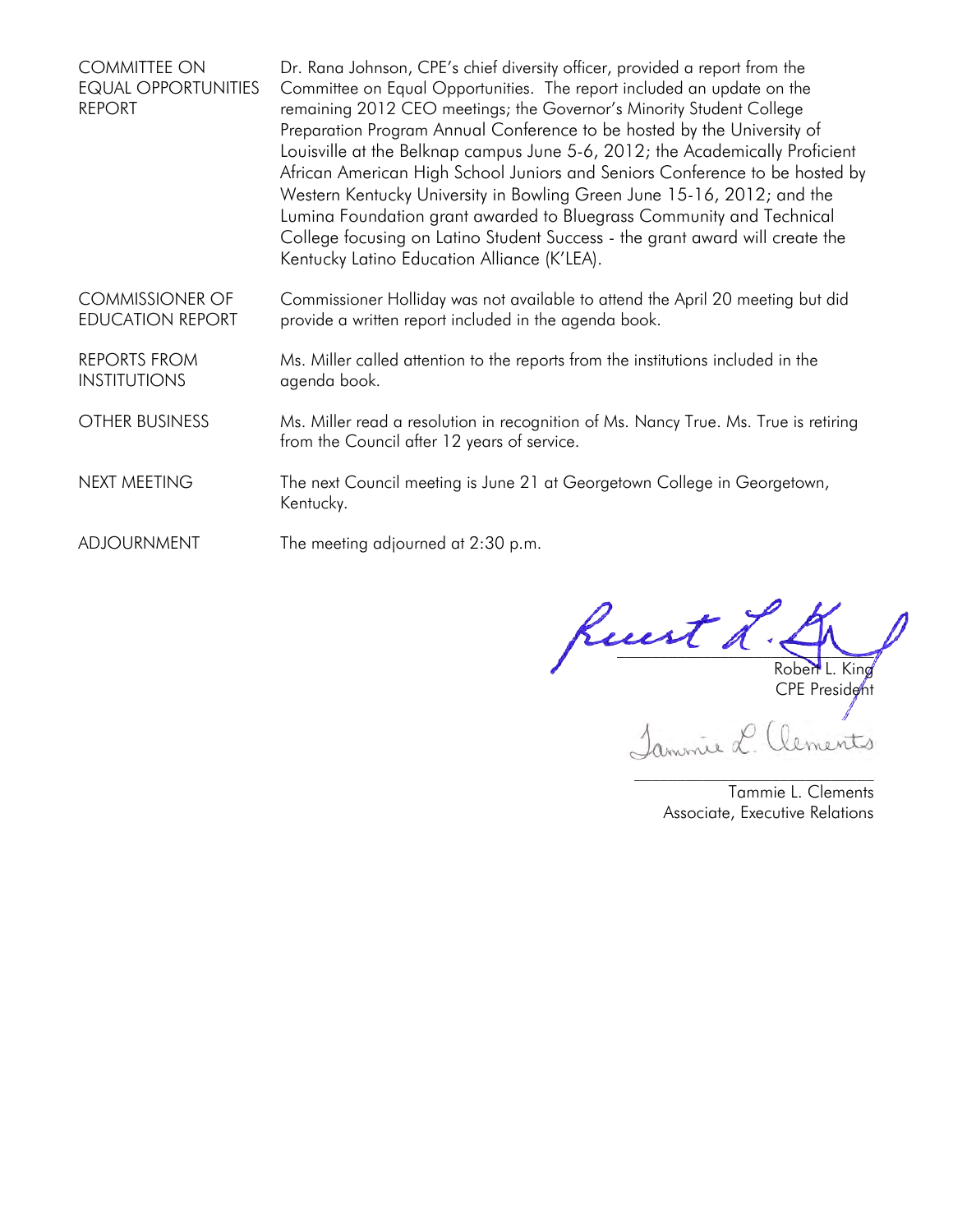**COMMITTEE ON EQUAL OPPORTUNITIES REPORT**

Dr. Rana Johnson, CPE's chief diversity officer, provided a report from the Committee on Equal Opportunities. The report included an update on the remaining 2012 CEO meetings; the Governor's Minority Student College Preparation Program Annual Conference to be hosted by the University of Louisville at the Belknap campus June 5-6, 2012; the Academically Proficient African American High School Juniors and Seniors Conference to be hosted by Western Kentucky University in Bowling Green June 15-16, 2012; and the Lumina Foundation grant awarded to Bluegrass Community and Technical College focusing on Latino Student Success - the grant award will create the Kentucky Latino Education Alliance (K'LEA).

**COMMISSIONER OF EDUCATION REPORT**

Commissioner Holliday was not available to attend the April 20 meeting but did provide a written report included in the agenda book.

**REPORTS FROM INSTITUTIONS**

Ms. Miller called attention to the reports from the institutions included in the agenda book.

**OTHER BUSINESS**

Ms. Miller read a resolution in recognition of Ms. Nancy True. Ms. True is retiring from the Council after 12 years of service.

**NEXT MEETING**

The next Council meeting is June 21 at Georgetown College in Georgetown, Kentucky.

**ADJOURNMENT**

The meeting adjourned at 2:30 p.m.

Robert L. King
CPE President

Tammie L. Clements
Associate, Executive Relations